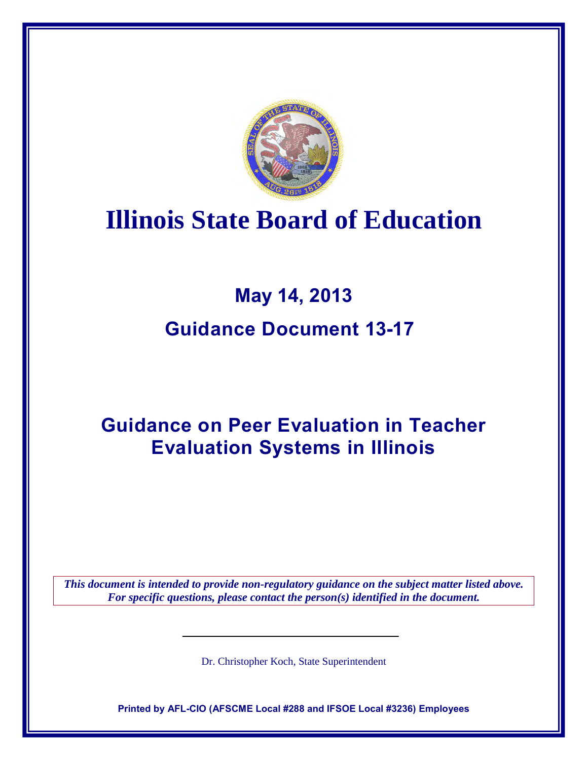# Illinois State Board of Education

## May 14, 2013

## Guidance Document 13-17

## Guidance on Peer Evaluation in Teacher Evaluation Systems in Illinois

***This document is intended to provide non-regulatory guidance on the subject matter listed above. For specific questions, please contact the person(s) identified in the document.***

Dr. Christopher Koch, State Superintendent

**Printed by AFL-CIO (AFSCME Local #288 and IFSOE Local #3236) Employees**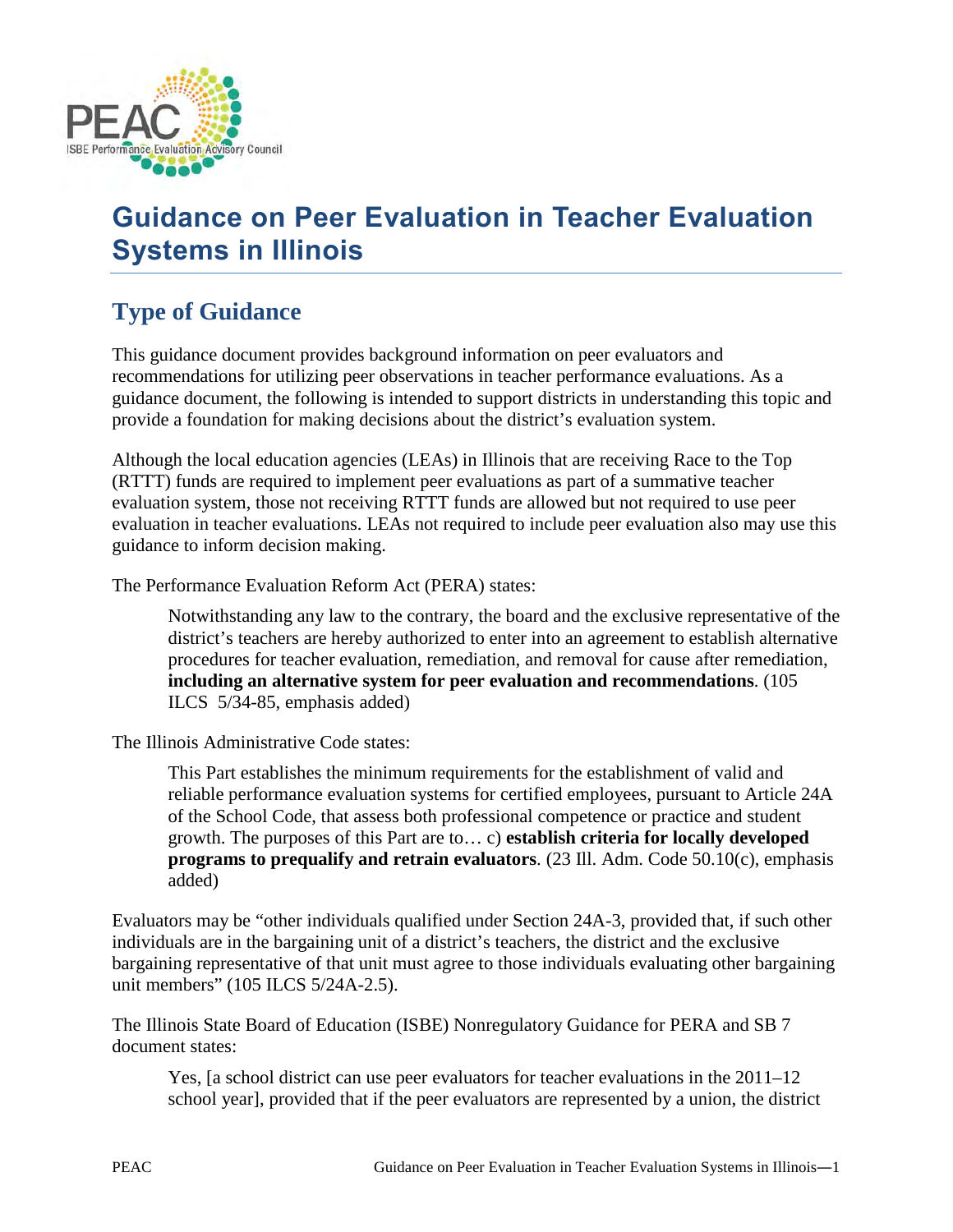# Guidance on Peer Evaluation in Teacher Evaluation Systems in Illinois

## Type of Guidance

This guidance document provides background information on peer evaluators and recommendations for utilizing peer observations in teacher performance evaluations. As a guidance document, the following is intended to support districts in understanding this topic and provide a foundation for making decisions about the district's evaluation system.

Although the local education agencies (LEAs) in Illinois that are receiving Race to the Top (RTTT) funds are required to implement peer evaluations as part of a summative teacher evaluation system, those not receiving RTTT funds are allowed but not required to use peer evaluation in teacher evaluations. LEAs not required to include peer evaluation also may use this guidance to inform decision making.

The Performance Evaluation Reform Act (PERA) states:

> Notwithstanding any law to the contrary, the board and the exclusive representative of the district's teachers are hereby authorized to enter into an agreement to establish alternative procedures for teacher evaluation, remediation, and removal for cause after remediation, **including an alternative system for peer evaluation and recommendations**. (105 ILCS 5/34-85, emphasis added)

The Illinois Administrative Code states:

> This Part establishes the minimum requirements for the establishment of valid and reliable performance evaluation systems for certified employees, pursuant to Article 24A of the School Code, that assess both professional competence or practice and student growth. The purposes of this Part are to… c) **establish criteria for locally developed programs to prequalify and retrain evaluators**. (23 Ill. Adm. Code 50.10(c), emphasis added)

Evaluators may be "other individuals qualified under Section 24A-3, provided that, if such other individuals are in the bargaining unit of a district's teachers, the district and the exclusive bargaining representative of that unit must agree to those individuals evaluating other bargaining unit members" (105 ILCS 5/24A-2.5).

The Illinois State Board of Education (ISBE) Nonregulatory Guidance for PERA and SB 7 document states:

> Yes, [a school district can use peer evaluators for teacher evaluations in the 2011–12 school year], provided that if the peer evaluators are represented by a union, the district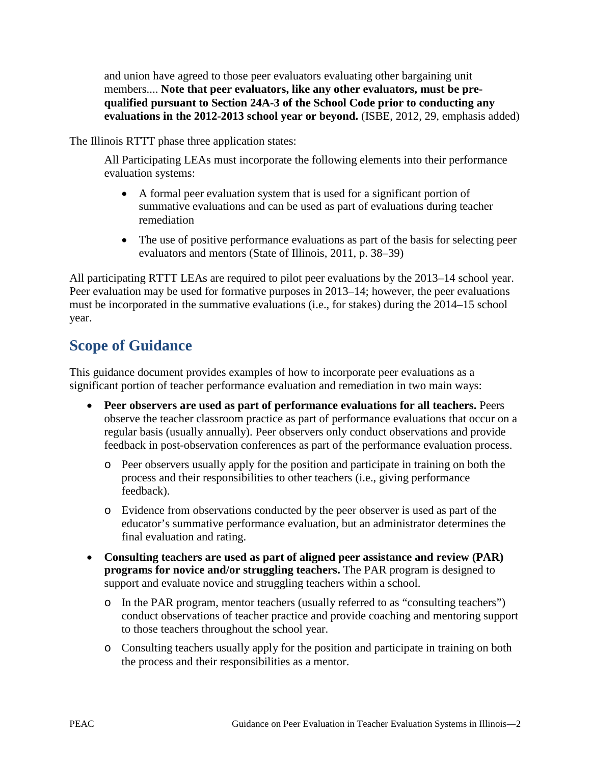> and union have agreed to those peer evaluators evaluating other bargaining unit members.... **Note that peer evaluators, like any other evaluators, must be pre-qualified pursuant to Section 24A-3 of the School Code prior to conducting any evaluations in the 2012-2013 school year or beyond.** (ISBE, 2012, 29, emphasis added)

The Illinois RTTT phase three application states:

> All Participating LEAs must incorporate the following elements into their performance evaluation systems:
>
> - A formal peer evaluation system that is used for a significant portion of summative evaluations and can be used as part of evaluations during teacher remediation
> - The use of positive performance evaluations as part of the basis for selecting peer evaluators and mentors (State of Illinois, 2011, p. 38–39)

All participating RTTT LEAs are required to pilot peer evaluations by the 2013–14 school year. Peer evaluation may be used for formative purposes in 2013–14; however, the peer evaluations must be incorporated in the summative evaluations (i.e., for stakes) during the 2014–15 school year.

## Scope of Guidance

This guidance document provides examples of how to incorporate peer evaluations as a significant portion of teacher performance evaluation and remediation in two main ways:

- **Peer observers are used as part of performance evaluations for all teachers.** Peers observe the teacher classroom practice as part of performance evaluations that occur on a regular basis (usually annually). Peer observers only conduct observations and provide feedback in post-observation conferences as part of the performance evaluation process.
  - Peer observers usually apply for the position and participate in training on both the process and their responsibilities to other teachers (i.e., giving performance feedback).
  - Evidence from observations conducted by the peer observer is used as part of the educator's summative performance evaluation, but an administrator determines the final evaluation and rating.
- **Consulting teachers are used as part of aligned peer assistance and review (PAR) programs for novice and/or struggling teachers.** The PAR program is designed to support and evaluate novice and struggling teachers within a school.
  - In the PAR program, mentor teachers (usually referred to as "consulting teachers") conduct observations of teacher practice and provide coaching and mentoring support to those teachers throughout the school year.
  - Consulting teachers usually apply for the position and participate in training on both the process and their responsibilities as a mentor.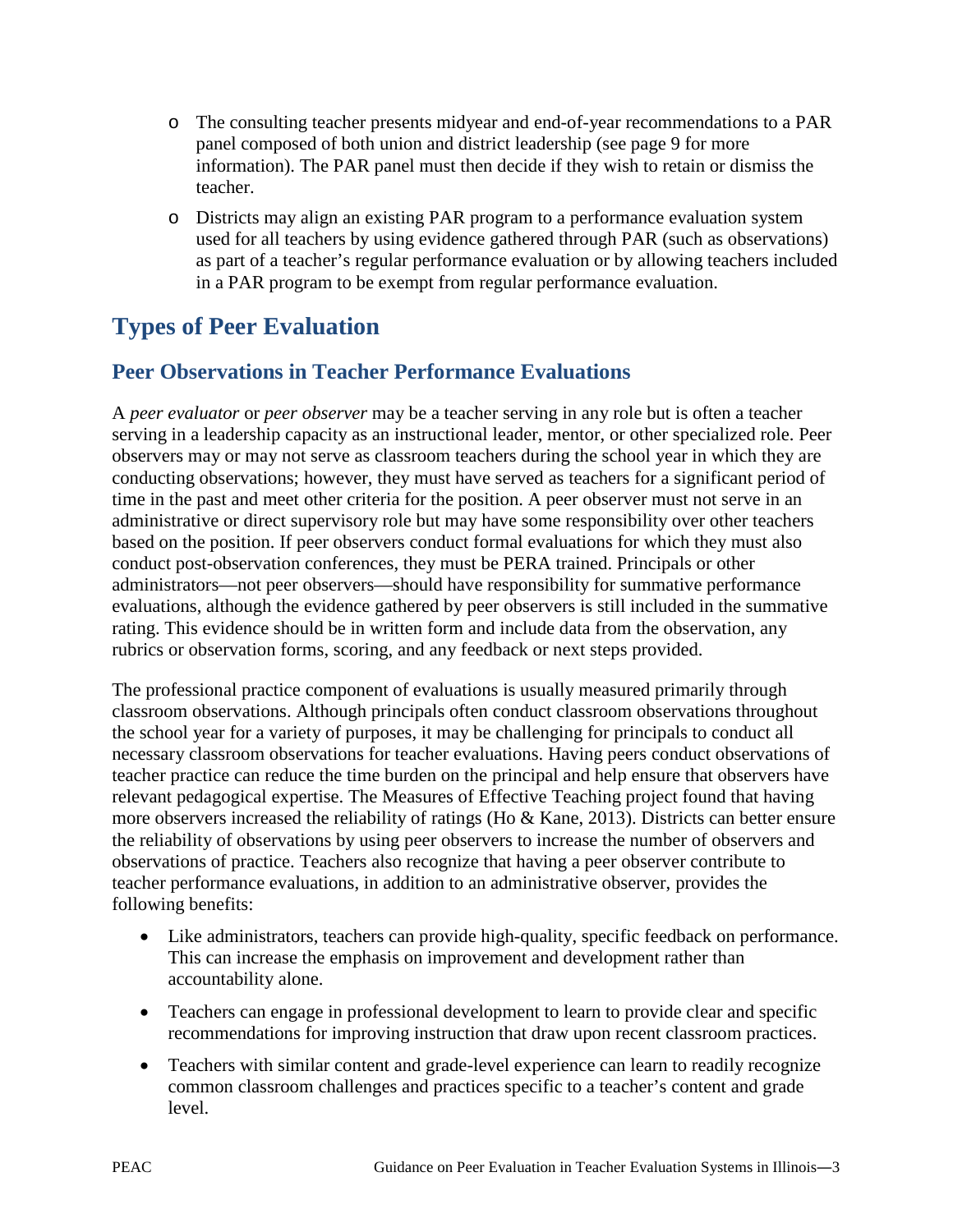- The consulting teacher presents midyear and end-of-year recommendations to a PAR panel composed of both union and district leadership (see page 9 for more information). The PAR panel must then decide if they wish to retain or dismiss the teacher.
- Districts may align an existing PAR program to a performance evaluation system used for all teachers by using evidence gathered through PAR (such as observations) as part of a teacher's regular performance evaluation or by allowing teachers included in a PAR program to be exempt from regular performance evaluation.

# Types of Peer Evaluation

## Peer Observations in Teacher Performance Evaluations

A *peer evaluator* or *peer observer* may be a teacher serving in any role but is often a teacher serving in a leadership capacity as an instructional leader, mentor, or other specialized role. Peer observers may or may not serve as classroom teachers during the school year in which they are conducting observations; however, they must have served as teachers for a significant period of time in the past and meet other criteria for the position. A peer observer must not serve in an administrative or direct supervisory role but may have some responsibility over other teachers based on the position. If peer observers conduct formal evaluations for which they must also conduct post-observation conferences, they must be PERA trained. Principals or other administrators—not peer observers—should have responsibility for summative performance evaluations, although the evidence gathered by peer observers is still included in the summative rating. This evidence should be in written form and include data from the observation, any rubrics or observation forms, scoring, and any feedback or next steps provided.

The professional practice component of evaluations is usually measured primarily through classroom observations. Although principals often conduct classroom observations throughout the school year for a variety of purposes, it may be challenging for principals to conduct all necessary classroom observations for teacher evaluations. Having peers conduct observations of teacher practice can reduce the time burden on the principal and help ensure that observers have relevant pedagogical expertise. The Measures of Effective Teaching project found that having more observers increased the reliability of ratings (Ho & Kane, 2013). Districts can better ensure the reliability of observations by using peer observers to increase the number of observers and observations of practice. Teachers also recognize that having a peer observer contribute to teacher performance evaluations, in addition to an administrative observer, provides the following benefits:

- Like administrators, teachers can provide high-quality, specific feedback on performance. This can increase the emphasis on improvement and development rather than accountability alone.
- Teachers can engage in professional development to learn to provide clear and specific recommendations for improving instruction that draw upon recent classroom practices.
- Teachers with similar content and grade-level experience can learn to readily recognize common classroom challenges and practices specific to a teacher's content and grade level.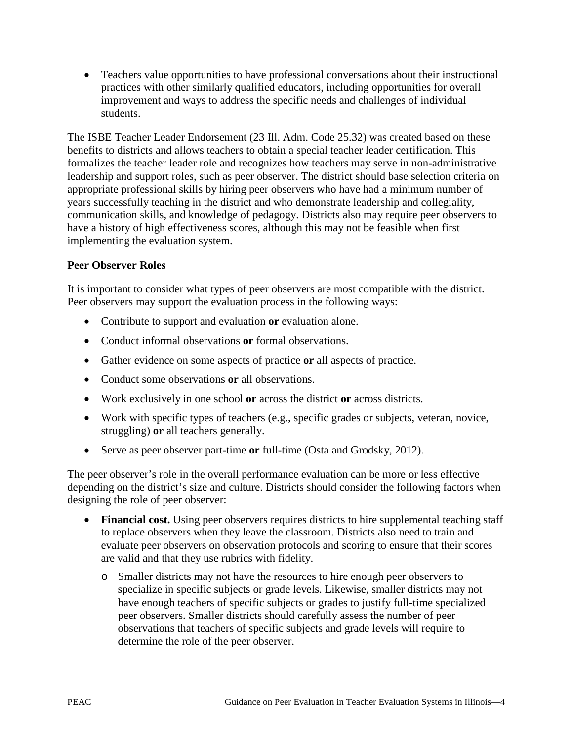- Teachers value opportunities to have professional conversations about their instructional practices with other similarly qualified educators, including opportunities for overall improvement and ways to address the specific needs and challenges of individual students.

The ISBE Teacher Leader Endorsement (23 Ill. Adm. Code 25.32) was created based on these benefits to districts and allows teachers to obtain a special teacher leader certification. This formalizes the teacher leader role and recognizes how teachers may serve in non-administrative leadership and support roles, such as peer observer. The district should base selection criteria on appropriate professional skills by hiring peer observers who have had a minimum number of years successfully teaching in the district and who demonstrate leadership and collegiality, communication skills, and knowledge of pedagogy. Districts also may require peer observers to have a history of high effectiveness scores, although this may not be feasible when first implementing the evaluation system.

**Peer Observer Roles**

It is important to consider what types of peer observers are most compatible with the district. Peer observers may support the evaluation process in the following ways:

- Contribute to support and evaluation **or** evaluation alone.
- Conduct informal observations **or** formal observations.
- Gather evidence on some aspects of practice **or** all aspects of practice.
- Conduct some observations **or** all observations.
- Work exclusively in one school **or** across the district **or** across districts.
- Work with specific types of teachers (e.g., specific grades or subjects, veteran, novice, struggling) **or** all teachers generally.
- Serve as peer observer part-time **or** full-time (Osta and Grodsky, 2012).

The peer observer's role in the overall performance evaluation can be more or less effective depending on the district's size and culture. Districts should consider the following factors when designing the role of peer observer:

- **Financial cost.** Using peer observers requires districts to hire supplemental teaching staff to replace observers when they leave the classroom. Districts also need to train and evaluate peer observers on observation protocols and scoring to ensure that their scores are valid and that they use rubrics with fidelity.
  - Smaller districts may not have the resources to hire enough peer observers to specialize in specific subjects or grade levels. Likewise, smaller districts may not have enough teachers of specific subjects or grades to justify full-time specialized peer observers. Smaller districts should carefully assess the number of peer observations that teachers of specific subjects and grade levels will require to determine the role of the peer observer.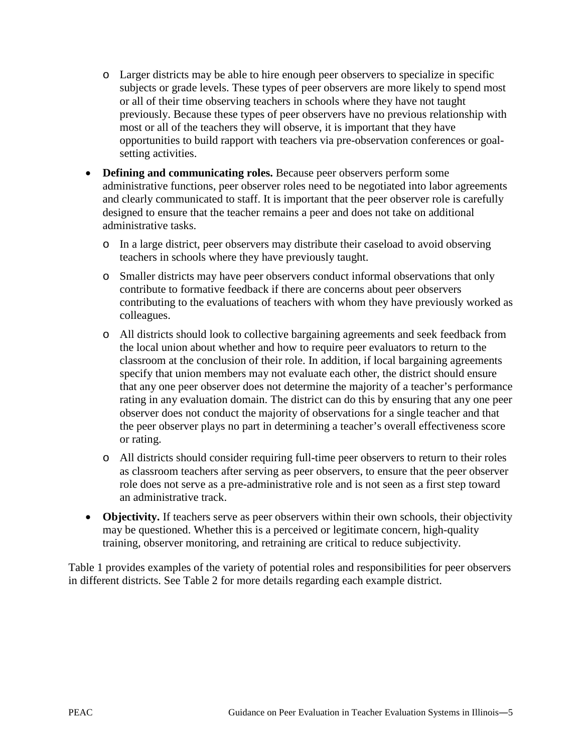- Larger districts may be able to hire enough peer observers to specialize in specific subjects or grade levels. These types of peer observers are more likely to spend most or all of their time observing teachers in schools where they have not taught previously. Because these types of peer observers have no previous relationship with most or all of the teachers they will observe, it is important that they have opportunities to build rapport with teachers via pre-observation conferences or goal-setting activities.

- **Defining and communicating roles.** Because peer observers perform some administrative functions, peer observer roles need to be negotiated into labor agreements and clearly communicated to staff. It is important that the peer observer role is carefully designed to ensure that the teacher remains a peer and does not take on additional administrative tasks.
  - In a large district, peer observers may distribute their caseload to avoid observing teachers in schools where they have previously taught.
  - Smaller districts may have peer observers conduct informal observations that only contribute to formative feedback if there are concerns about peer observers contributing to the evaluations of teachers with whom they have previously worked as colleagues.
  - All districts should look to collective bargaining agreements and seek feedback from the local union about whether and how to require peer evaluators to return to the classroom at the conclusion of their role. In addition, if local bargaining agreements specify that union members may not evaluate each other, the district should ensure that any one peer observer does not determine the majority of a teacher's performance rating in any evaluation domain. The district can do this by ensuring that any one peer observer does not conduct the majority of observations for a single teacher and that the peer observer plays no part in determining a teacher's overall effectiveness score or rating.
  - All districts should consider requiring full-time peer observers to return to their roles as classroom teachers after serving as peer observers, to ensure that the peer observer role does not serve as a pre-administrative role and is not seen as a first step toward an administrative track.

- **Objectivity.** If teachers serve as peer observers within their own schools, their objectivity may be questioned. Whether this is a perceived or legitimate concern, high-quality training, observer monitoring, and retraining are critical to reduce subjectivity.

Table 1 provides examples of the variety of potential roles and responsibilities for peer observers in different districts. See Table 2 for more details regarding each example district.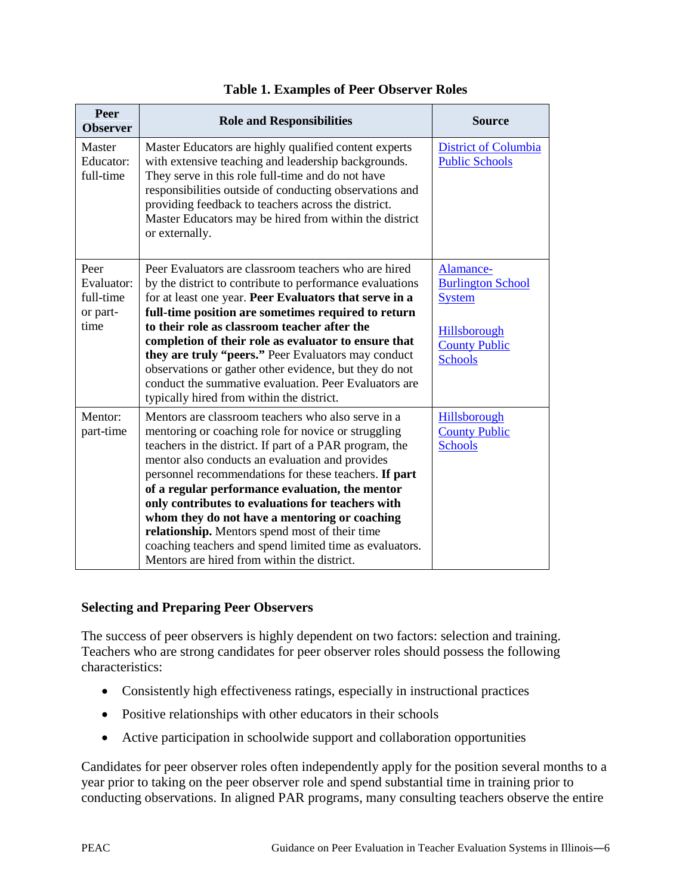**Table 1. Examples of Peer Observer Roles**

| Peer Observer | Role and Responsibilities | Source |
|---|---|---|
| Master Educator: full-time | Master Educators are highly qualified content experts with extensive teaching and leadership backgrounds. They serve in this role full-time and do not have responsibilities outside of conducting observations and providing feedback to teachers across the district. Master Educators may be hired from within the district or externally. | District of Columbia Public Schools |
| Peer Evaluator: full-time or part-time | Peer Evaluators are classroom teachers who are hired by the district to contribute to performance evaluations for at least one year. **Peer Evaluators that serve in a full-time position are sometimes required to return to their role as classroom teacher after the completion of their role as evaluator to ensure that they are truly "peers."** Peer Evaluators may conduct observations or gather other evidence, but they do not conduct the summative evaluation. Peer Evaluators are typically hired from within the district. | Alamance-Burlington School System<br><br>Hillsborough County Public Schools |
| Mentor: part-time | Mentors are classroom teachers who also serve in a mentoring or coaching role for novice or struggling teachers in the district. If part of a PAR program, the mentor also conducts an evaluation and provides personnel recommendations for these teachers. **If part of a regular performance evaluation, the mentor only contributes to evaluations for teachers with whom they do not have a mentoring or coaching relationship.** Mentors spend most of their time coaching teachers and spend limited time as evaluators. Mentors are hired from within the district. | Hillsborough County Public Schools |

### Selecting and Preparing Peer Observers

The success of peer observers is highly dependent on two factors: selection and training. Teachers who are strong candidates for peer observer roles should possess the following characteristics:

- Consistently high effectiveness ratings, especially in instructional practices
- Positive relationships with other educators in their schools
- Active participation in schoolwide support and collaboration opportunities

Candidates for peer observer roles often independently apply for the position several months to a year prior to taking on the peer observer role and spend substantial time in training prior to conducting observations. In aligned PAR programs, many consulting teachers observe the entire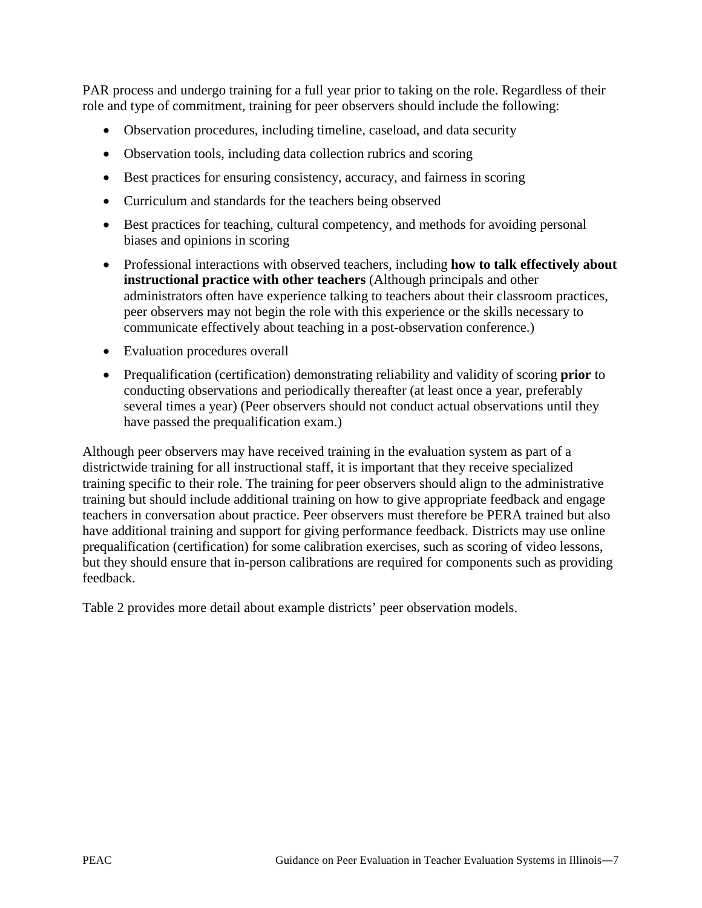PAR process and undergo training for a full year prior to taking on the role. Regardless of their role and type of commitment, training for peer observers should include the following:

- Observation procedures, including timeline, caseload, and data security
- Observation tools, including data collection rubrics and scoring
- Best practices for ensuring consistency, accuracy, and fairness in scoring
- Curriculum and standards for the teachers being observed
- Best practices for teaching, cultural competency, and methods for avoiding personal biases and opinions in scoring
- Professional interactions with observed teachers, including **how to talk effectively about instructional practice with other teachers** (Although principals and other administrators often have experience talking to teachers about their classroom practices, peer observers may not begin the role with this experience or the skills necessary to communicate effectively about teaching in a post-observation conference.)
- Evaluation procedures overall
- Prequalification (certification) demonstrating reliability and validity of scoring **prior** to conducting observations and periodically thereafter (at least once a year, preferably several times a year) (Peer observers should not conduct actual observations until they have passed the prequalification exam.)

Although peer observers may have received training in the evaluation system as part of a districtwide training for all instructional staff, it is important that they receive specialized training specific to their role. The training for peer observers should align to the administrative training but should include additional training on how to give appropriate feedback and engage teachers in conversation about practice. Peer observers must therefore be PERA trained but also have additional training and support for giving performance feedback. Districts may use online prequalification (certification) for some calibration exercises, such as scoring of video lessons, but they should ensure that in-person calibrations are required for components such as providing feedback.

Table 2 provides more detail about example districts' peer observation models.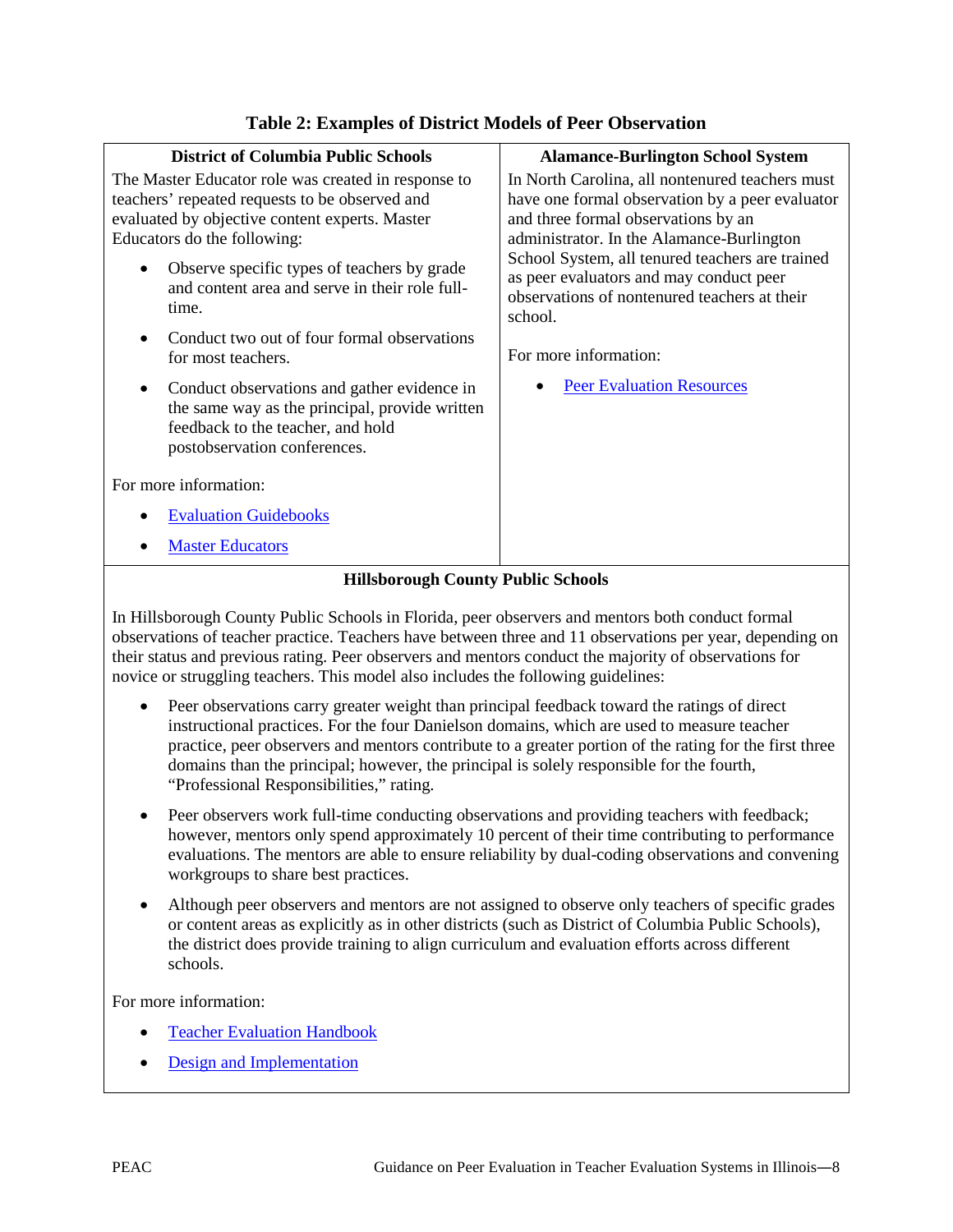**Table 2: Examples of District Models of Peer Observation**

**District of Columbia Public Schools**

The Master Educator role was created in response to teachers' repeated requests to be observed and evaluated by objective content experts. Master Educators do the following:

- Observe specific types of teachers by grade and content area and serve in their role full-time.
- Conduct two out of four formal observations for most teachers.
- Conduct observations and gather evidence in the same way as the principal, provide written feedback to the teacher, and hold postobservation conferences.

For more information:

- Evaluation Guidebooks
- Master Educators

**Alamance-Burlington School System**

In North Carolina, all nontenured teachers must have one formal observation by a peer evaluator and three formal observations by an administrator. In the Alamance-Burlington School System, all tenured teachers are trained as peer evaluators and may conduct peer observations of nontenured teachers at their school.

For more information:

- Peer Evaluation Resources

**Hillsborough County Public Schools**

In Hillsborough County Public Schools in Florida, peer observers and mentors both conduct formal observations of teacher practice. Teachers have between three and 11 observations per year, depending on their status and previous rating. Peer observers and mentors conduct the majority of observations for novice or struggling teachers. This model also includes the following guidelines:

- Peer observations carry greater weight than principal feedback toward the ratings of direct instructional practices. For the four Danielson domains, which are used to measure teacher practice, peer observers and mentors contribute to a greater portion of the rating for the first three domains than the principal; however, the principal is solely responsible for the fourth, "Professional Responsibilities," rating.
- Peer observers work full-time conducting observations and providing teachers with feedback; however, mentors only spend approximately 10 percent of their time contributing to performance evaluations. The mentors are able to ensure reliability by dual-coding observations and convening workgroups to share best practices.
- Although peer observers and mentors are not assigned to observe only teachers of specific grades or content areas as explicitly as in other districts (such as District of Columbia Public Schools), the district does provide training to align curriculum and evaluation efforts across different schools.

For more information:

- Teacher Evaluation Handbook
- Design and Implementation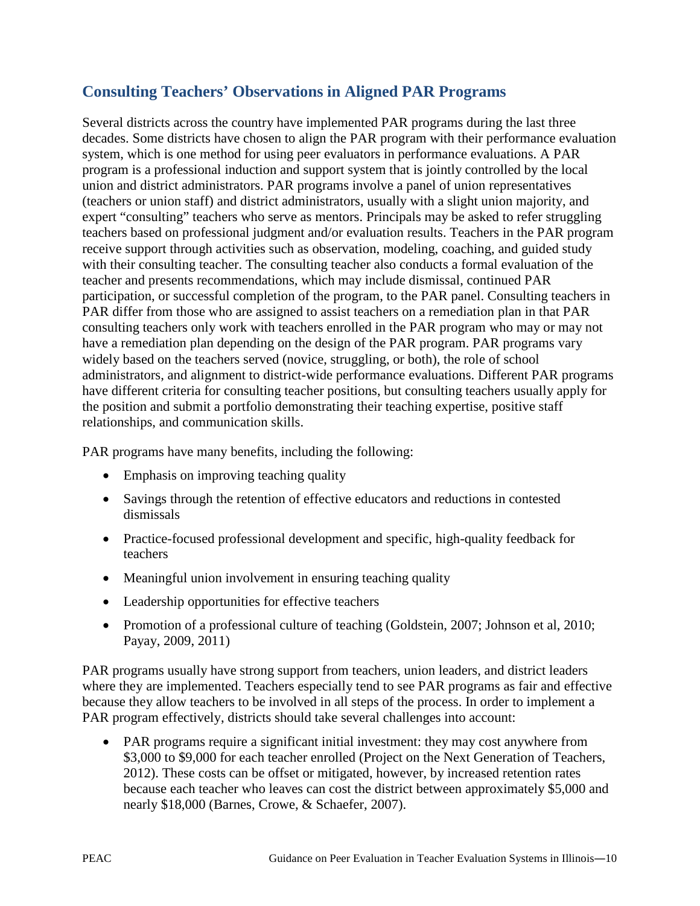## Consulting Teachers' Observations in Aligned PAR Programs

Several districts across the country have implemented PAR programs during the last three decades. Some districts have chosen to align the PAR program with their performance evaluation system, which is one method for using peer evaluators in performance evaluations. A PAR program is a professional induction and support system that is jointly controlled by the local union and district administrators. PAR programs involve a panel of union representatives (teachers or union staff) and district administrators, usually with a slight union majority, and expert "consulting" teachers who serve as mentors. Principals may be asked to refer struggling teachers based on professional judgment and/or evaluation results. Teachers in the PAR program receive support through activities such as observation, modeling, coaching, and guided study with their consulting teacher. The consulting teacher also conducts a formal evaluation of the teacher and presents recommendations, which may include dismissal, continued PAR participation, or successful completion of the program, to the PAR panel. Consulting teachers in PAR differ from those who are assigned to assist teachers on a remediation plan in that PAR consulting teachers only work with teachers enrolled in the PAR program who may or may not have a remediation plan depending on the design of the PAR program. PAR programs vary widely based on the teachers served (novice, struggling, or both), the role of school administrators, and alignment to district-wide performance evaluations. Different PAR programs have different criteria for consulting teacher positions, but consulting teachers usually apply for the position and submit a portfolio demonstrating their teaching expertise, positive staff relationships, and communication skills.

PAR programs have many benefits, including the following:

- Emphasis on improving teaching quality
- Savings through the retention of effective educators and reductions in contested dismissals
- Practice-focused professional development and specific, high-quality feedback for teachers
- Meaningful union involvement in ensuring teaching quality
- Leadership opportunities for effective teachers
- Promotion of a professional culture of teaching (Goldstein, 2007; Johnson et al, 2010; Payay, 2009, 2011)

PAR programs usually have strong support from teachers, union leaders, and district leaders where they are implemented. Teachers especially tend to see PAR programs as fair and effective because they allow teachers to be involved in all steps of the process. In order to implement a PAR program effectively, districts should take several challenges into account:

- PAR programs require a significant initial investment: they may cost anywhere from $3,000 to $9,000 for each teacher enrolled (Project on the Next Generation of Teachers, 2012). These costs can be offset or mitigated, however, by increased retention rates because each teacher who leaves can cost the district between approximately $5,000 and nearly $18,000 (Barnes, Crowe, & Schaefer, 2007).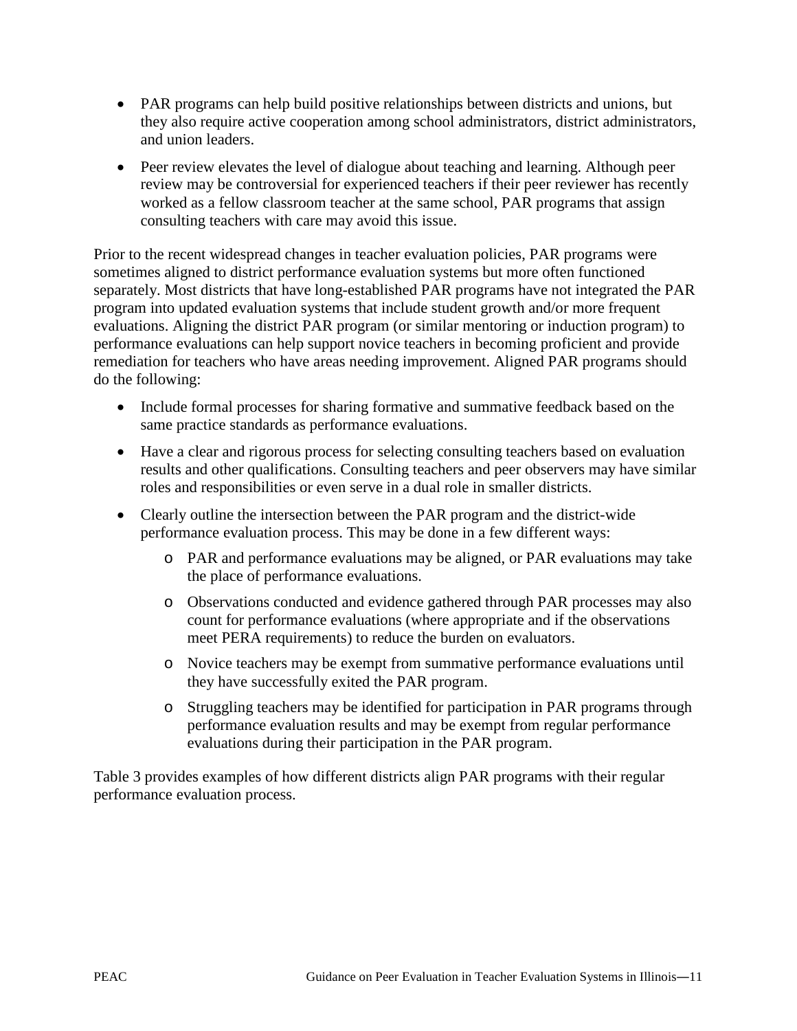- PAR programs can help build positive relationships between districts and unions, but they also require active cooperation among school administrators, district administrators, and union leaders.
- Peer review elevates the level of dialogue about teaching and learning. Although peer review may be controversial for experienced teachers if their peer reviewer has recently worked as a fellow classroom teacher at the same school, PAR programs that assign consulting teachers with care may avoid this issue.

Prior to the recent widespread changes in teacher evaluation policies, PAR programs were sometimes aligned to district performance evaluation systems but more often functioned separately. Most districts that have long-established PAR programs have not integrated the PAR program into updated evaluation systems that include student growth and/or more frequent evaluations. Aligning the district PAR program (or similar mentoring or induction program) to performance evaluations can help support novice teachers in becoming proficient and provide remediation for teachers who have areas needing improvement. Aligned PAR programs should do the following:

- Include formal processes for sharing formative and summative feedback based on the same practice standards as performance evaluations.
- Have a clear and rigorous process for selecting consulting teachers based on evaluation results and other qualifications. Consulting teachers and peer observers may have similar roles and responsibilities or even serve in a dual role in smaller districts.
- Clearly outline the intersection between the PAR program and the district-wide performance evaluation process. This may be done in a few different ways:
  - PAR and performance evaluations may be aligned, or PAR evaluations may take the place of performance evaluations.
  - Observations conducted and evidence gathered through PAR processes may also count for performance evaluations (where appropriate and if the observations meet PERA requirements) to reduce the burden on evaluators.
  - Novice teachers may be exempt from summative performance evaluations until they have successfully exited the PAR program.
  - Struggling teachers may be identified for participation in PAR programs through performance evaluation results and may be exempt from regular performance evaluations during their participation in the PAR program.

Table 3 provides examples of how different districts align PAR programs with their regular performance evaluation process.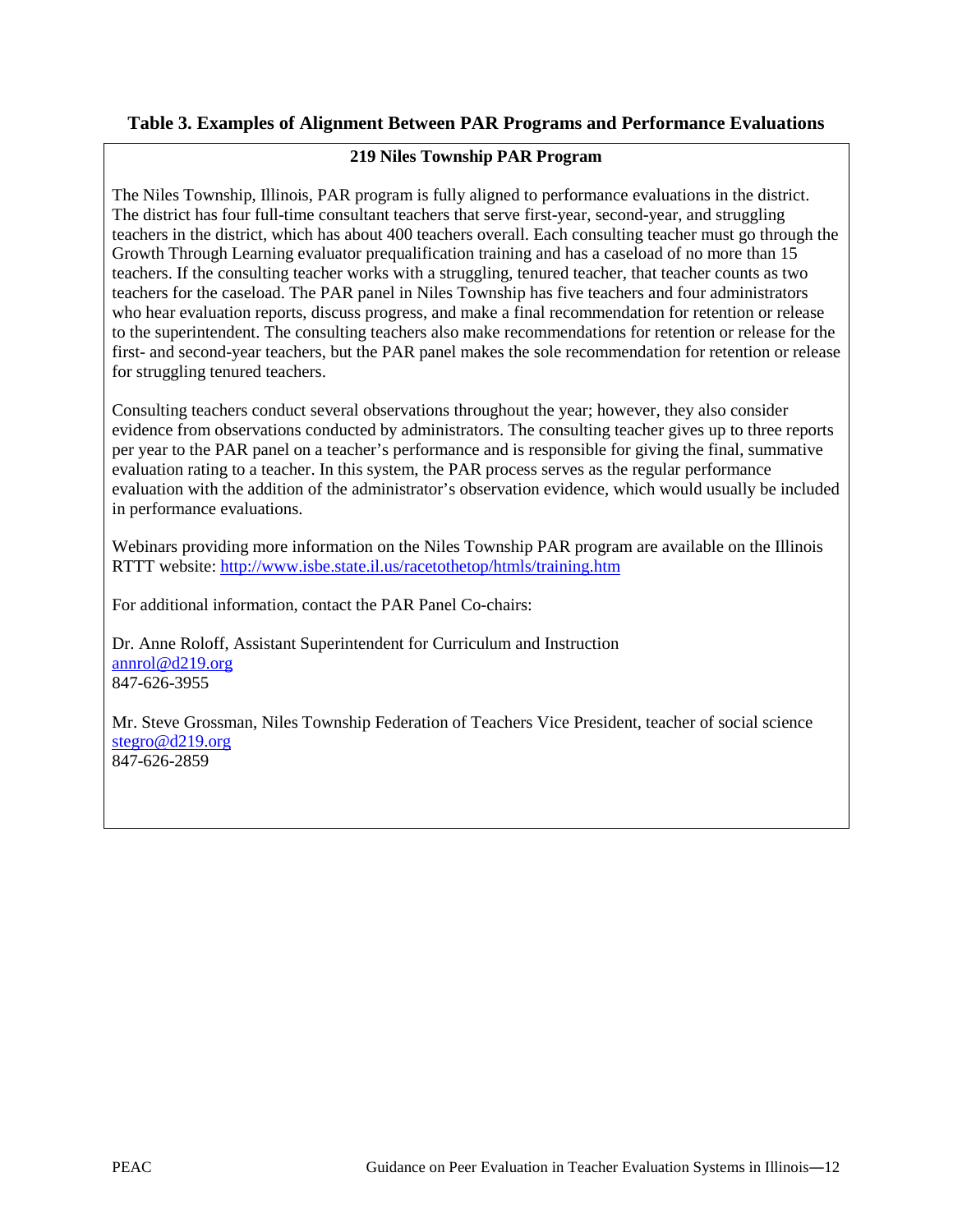**Table 3. Examples of Alignment Between PAR Programs and Performance Evaluations**

**219 Niles Township PAR Program**

The Niles Township, Illinois, PAR program is fully aligned to performance evaluations in the district. The district has four full-time consultant teachers that serve first-year, second-year, and struggling teachers in the district, which has about 400 teachers overall. Each consulting teacher must go through the Growth Through Learning evaluator prequalification training and has a caseload of no more than 15 teachers. If the consulting teacher works with a struggling, tenured teacher, that teacher counts as two teachers for the caseload. The PAR panel in Niles Township has five teachers and four administrators who hear evaluation reports, discuss progress, and make a final recommendation for retention or release to the superintendent. The consulting teachers also make recommendations for retention or release for the first- and second-year teachers, but the PAR panel makes the sole recommendation for retention or release for struggling tenured teachers.

Consulting teachers conduct several observations throughout the year; however, they also consider evidence from observations conducted by administrators. The consulting teacher gives up to three reports per year to the PAR panel on a teacher's performance and is responsible for giving the final, summative evaluation rating to a teacher. In this system, the PAR process serves as the regular performance evaluation with the addition of the administrator's observation evidence, which would usually be included in performance evaluations.

Webinars providing more information on the Niles Township PAR program are available on the Illinois RTTT website: [http://www.isbe.state.il.us/racetothetop/htmls/training.htm](http://www.isbe.state.il.us/racetothetop/htmls/training.htm)

For additional information, contact the PAR Panel Co-chairs:

Dr. Anne Roloff, Assistant Superintendent for Curriculum and Instruction
[annrol@d219.org](mailto:annrol@d219.org)
847-626-3955

Mr. Steve Grossman, Niles Township Federation of Teachers Vice President, teacher of social science
[stegro@d219.org](mailto:stegro@d219.org)
847-626-2859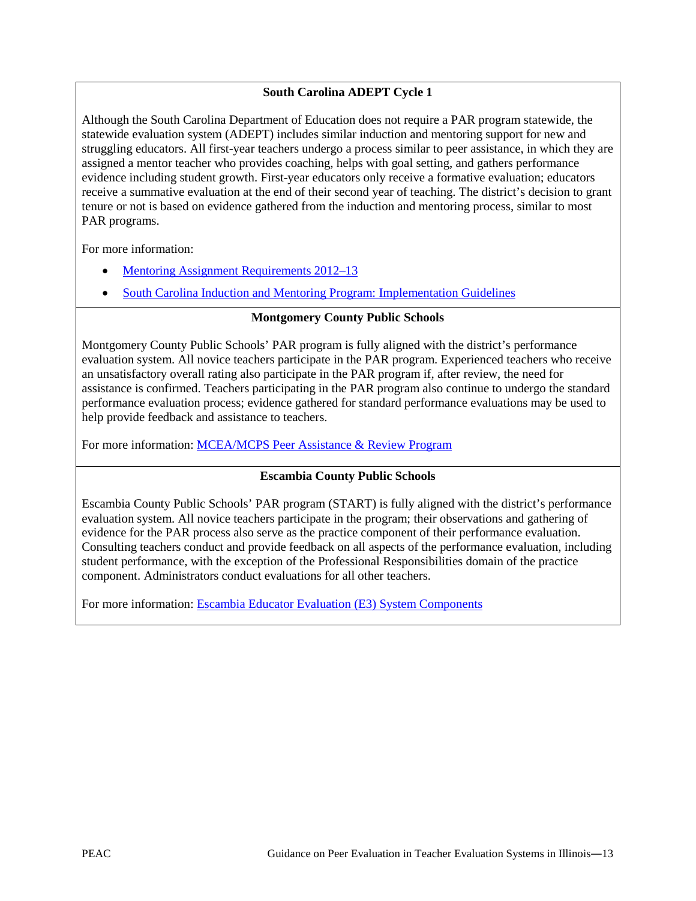**South Carolina ADEPT Cycle 1**

Although the South Carolina Department of Education does not require a PAR program statewide, the statewide evaluation system (ADEPT) includes similar induction and mentoring support for new and struggling educators. All first-year teachers undergo a process similar to peer assistance, in which they are assigned a mentor teacher who provides coaching, helps with goal setting, and gathers performance evidence including student growth. First-year educators only receive a formative evaluation; educators receive a summative evaluation at the end of their second year of teaching. The district's decision to grant tenure or not is based on evidence gathered from the induction and mentoring process, similar to most PAR programs.

For more information:

- Mentoring Assignment Requirements 2012–13
- South Carolina Induction and Mentoring Program: Implementation Guidelines

**Montgomery County Public Schools**

Montgomery County Public Schools' PAR program is fully aligned with the district's performance evaluation system. All novice teachers participate in the PAR program. Experienced teachers who receive an unsatisfactory overall rating also participate in the PAR program if, after review, the need for assistance is confirmed. Teachers participating in the PAR program also continue to undergo the standard performance evaluation process; evidence gathered for standard performance evaluations may be used to help provide feedback and assistance to teachers.

For more information: MCEA/MCPS Peer Assistance & Review Program

**Escambia County Public Schools**

Escambia County Public Schools' PAR program (START) is fully aligned with the district's performance evaluation system. All novice teachers participate in the program; their observations and gathering of evidence for the PAR process also serve as the practice component of their performance evaluation. Consulting teachers conduct and provide feedback on all aspects of the performance evaluation, including student performance, with the exception of the Professional Responsibilities domain of the practice component. Administrators conduct evaluations for all other teachers.

For more information: Escambia Educator Evaluation (E3) System Components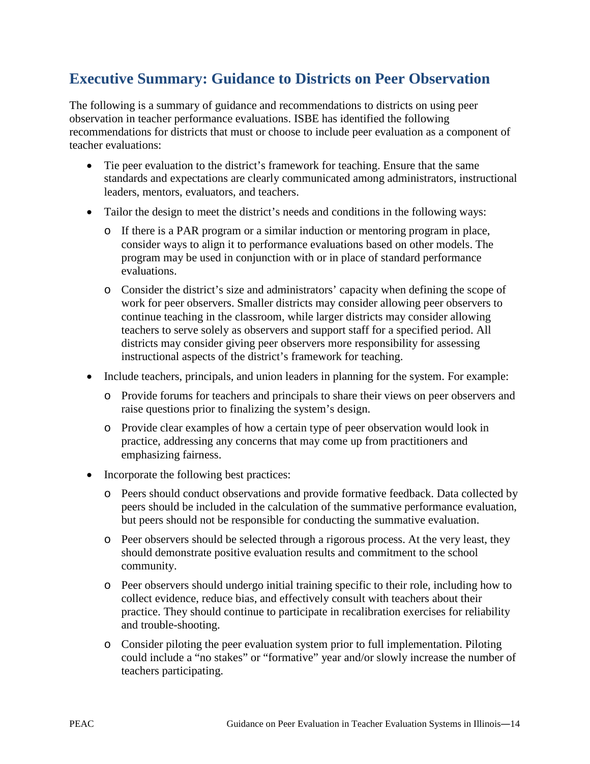## Executive Summary: Guidance to Districts on Peer Observation

The following is a summary of guidance and recommendations to districts on using peer observation in teacher performance evaluations. ISBE has identified the following recommendations for districts that must or choose to include peer evaluation as a component of teacher evaluations:

- Tie peer evaluation to the district's framework for teaching. Ensure that the same standards and expectations are clearly communicated among administrators, instructional leaders, mentors, evaluators, and teachers.
- Tailor the design to meet the district's needs and conditions in the following ways:
  - If there is a PAR program or a similar induction or mentoring program in place, consider ways to align it to performance evaluations based on other models. The program may be used in conjunction with or in place of standard performance evaluations.
  - Consider the district's size and administrators' capacity when defining the scope of work for peer observers. Smaller districts may consider allowing peer observers to continue teaching in the classroom, while larger districts may consider allowing teachers to serve solely as observers and support staff for a specified period. All districts may consider giving peer observers more responsibility for assessing instructional aspects of the district's framework for teaching.
- Include teachers, principals, and union leaders in planning for the system. For example:
  - Provide forums for teachers and principals to share their views on peer observers and raise questions prior to finalizing the system's design.
  - Provide clear examples of how a certain type of peer observation would look in practice, addressing any concerns that may come up from practitioners and emphasizing fairness.
- Incorporate the following best practices:
  - Peers should conduct observations and provide formative feedback. Data collected by peers should be included in the calculation of the summative performance evaluation, but peers should not be responsible for conducting the summative evaluation.
  - Peer observers should be selected through a rigorous process. At the very least, they should demonstrate positive evaluation results and commitment to the school community.
  - Peer observers should undergo initial training specific to their role, including how to collect evidence, reduce bias, and effectively consult with teachers about their practice. They should continue to participate in recalibration exercises for reliability and trouble-shooting.
  - Consider piloting the peer evaluation system prior to full implementation. Piloting could include a "no stakes" or "formative" year and/or slowly increase the number of teachers participating.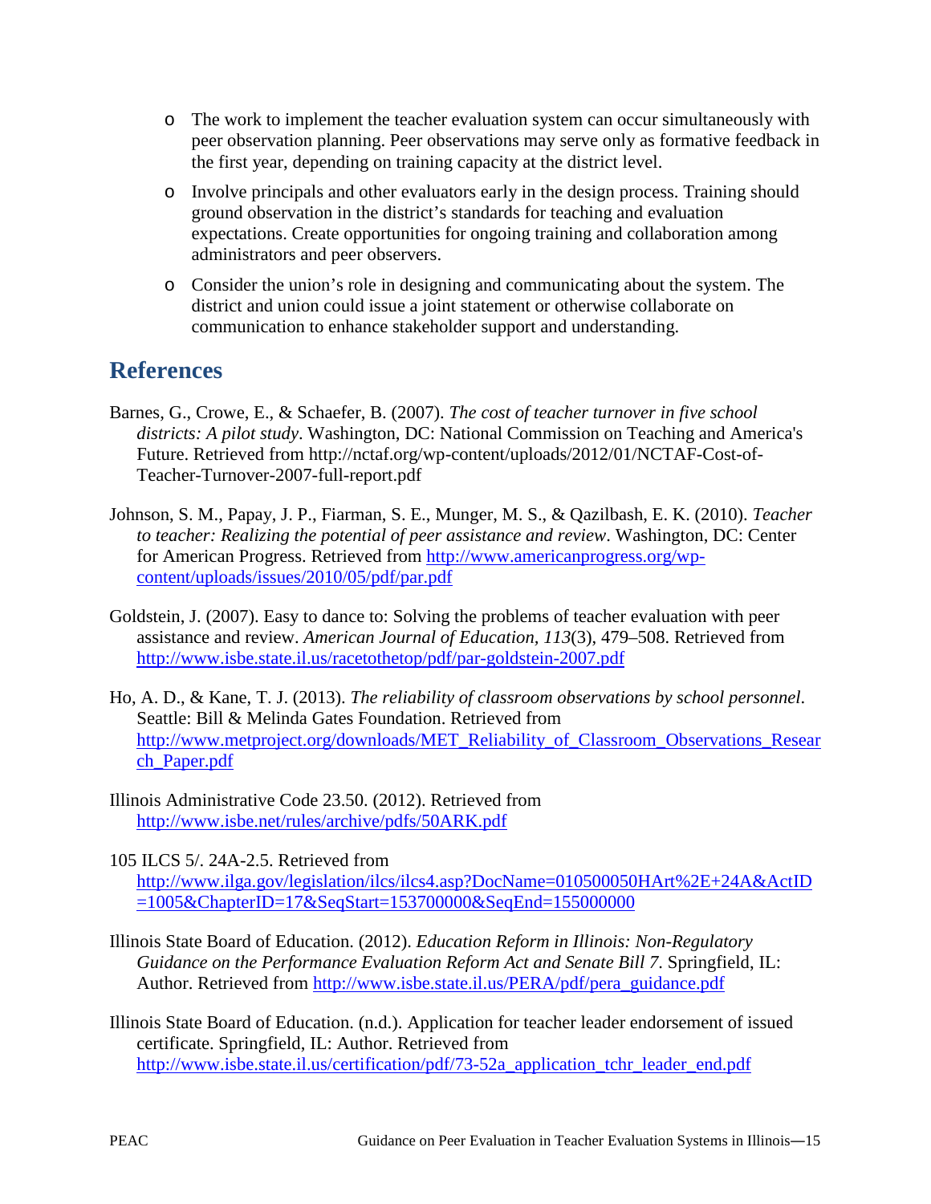- The work to implement the teacher evaluation system can occur simultaneously with peer observation planning. Peer observations may serve only as formative feedback in the first year, depending on training capacity at the district level.
- Involve principals and other evaluators early in the design process. Training should ground observation in the district's standards for teaching and evaluation expectations. Create opportunities for ongoing training and collaboration among administrators and peer observers.
- Consider the union's role in designing and communicating about the system. The district and union could issue a joint statement or otherwise collaborate on communication to enhance stakeholder support and understanding.

## References

Barnes, G., Crowe, E., & Schaefer, B. (2007). *The cost of teacher turnover in five school districts: A pilot study*. Washington, DC: National Commission on Teaching and America's Future. Retrieved from http://nctaf.org/wp-content/uploads/2012/01/NCTAF-Cost-of-Teacher-Turnover-2007-full-report.pdf

Johnson, S. M., Papay, J. P., Fiarman, S. E., Munger, M. S., & Qazilbash, E. K. (2010). *Teacher to teacher: Realizing the potential of peer assistance and review*. Washington, DC: Center for American Progress. Retrieved from http://www.americanprogress.org/wp-content/uploads/issues/2010/05/pdf/par.pdf

Goldstein, J. (2007). Easy to dance to: Solving the problems of teacher evaluation with peer assistance and review. *American Journal of Education, 113*(3), 479–508. Retrieved from http://www.isbe.state.il.us/racetothetop/pdf/par-goldstein-2007.pdf

Ho, A. D., & Kane, T. J. (2013). *The reliability of classroom observations by school personnel*. Seattle: Bill & Melinda Gates Foundation. Retrieved from http://www.metproject.org/downloads/MET_Reliability_of_Classroom_Observations_Research_Paper.pdf

Illinois Administrative Code 23.50. (2012). Retrieved from http://www.isbe.net/rules/archive/pdfs/50ARK.pdf

105 ILCS 5/. 24A-2.5. Retrieved from http://www.ilga.gov/legislation/ilcs/ilcs4.asp?DocName=010500050HArt%2E+24A&ActID=1005&ChapterID=17&SeqStart=153700000&SeqEnd=155000000

Illinois State Board of Education. (2012). *Education Reform in Illinois: Non-Regulatory Guidance on the Performance Evaluation Reform Act and Senate Bill 7*. Springfield, IL: Author. Retrieved from http://www.isbe.state.il.us/PERA/pdf/pera_guidance.pdf

Illinois State Board of Education. (n.d.). Application for teacher leader endorsement of issued certificate. Springfield, IL: Author. Retrieved from http://www.isbe.state.il.us/certification/pdf/73-52a_application_tchr_leader_end.pdf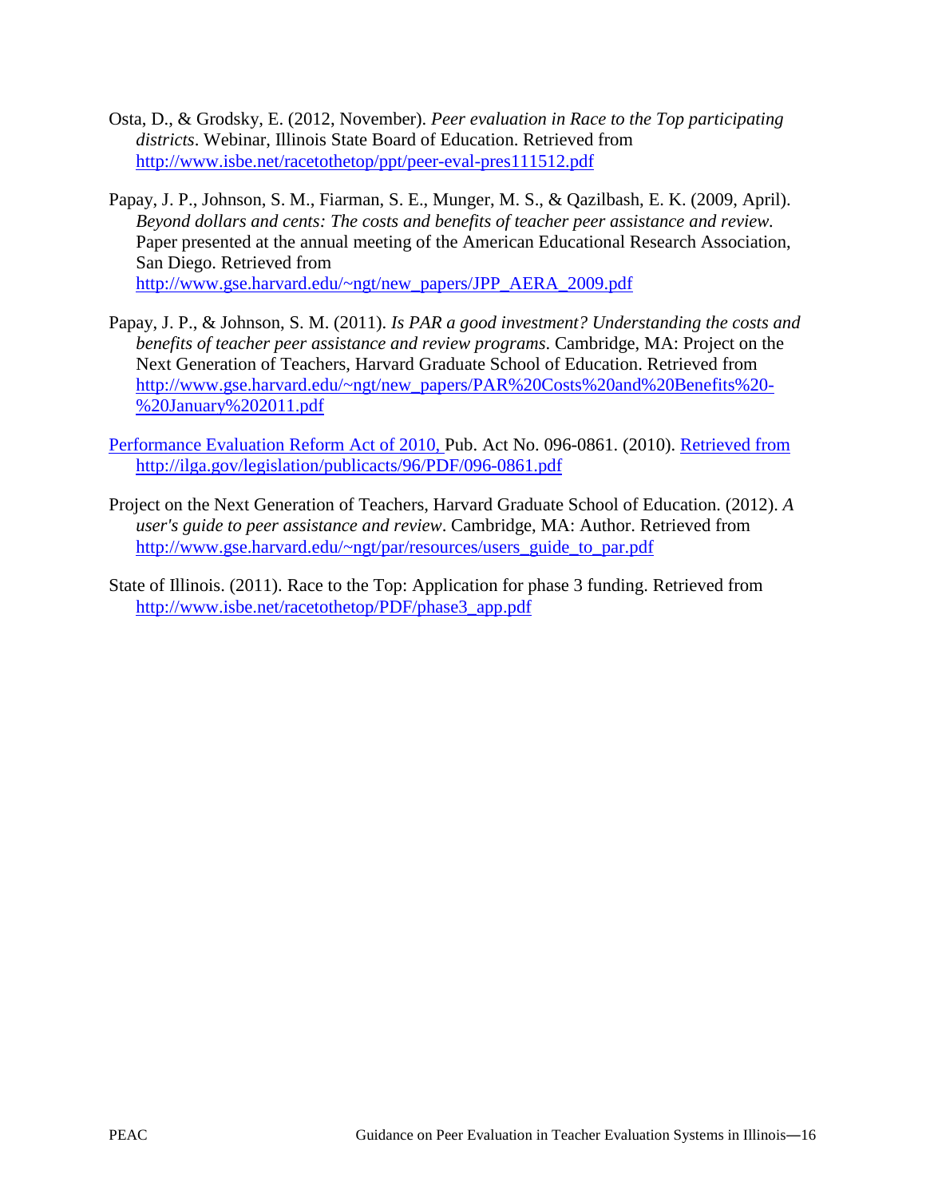Osta, D., & Grodsky, E. (2012, November). *Peer evaluation in Race to the Top participating districts*. Webinar, Illinois State Board of Education. Retrieved from http://www.isbe.net/racetothetop/ppt/peer-eval-pres111512.pdf

Papay, J. P., Johnson, S. M., Fiarman, S. E., Munger, M. S., & Qazilbash, E. K. (2009, April). *Beyond dollars and cents: The costs and benefits of teacher peer assistance and review.* Paper presented at the annual meeting of the American Educational Research Association, San Diego. Retrieved from http://www.gse.harvard.edu/~ngt/new_papers/JPP_AERA_2009.pdf

Papay, J. P., & Johnson, S. M. (2011). *Is PAR a good investment? Understanding the costs and benefits of teacher peer assistance and review programs*. Cambridge, MA: Project on the Next Generation of Teachers, Harvard Graduate School of Education. Retrieved from http://www.gse.harvard.edu/~ngt/new_papers/PAR%20Costs%20and%20Benefits%20-%20January%202011.pdf

Performance Evaluation Reform Act of 2010, Pub. Act No. 096-0861. (2010). Retrieved from http://ilga.gov/legislation/publicacts/96/PDF/096-0861.pdf

Project on the Next Generation of Teachers, Harvard Graduate School of Education. (2012). *A user's guide to peer assistance and review*. Cambridge, MA: Author. Retrieved from http://www.gse.harvard.edu/~ngt/par/resources/users_guide_to_par.pdf

State of Illinois. (2011). Race to the Top: Application for phase 3 funding. Retrieved from http://www.isbe.net/racetothetop/PDF/phase3_app.pdf